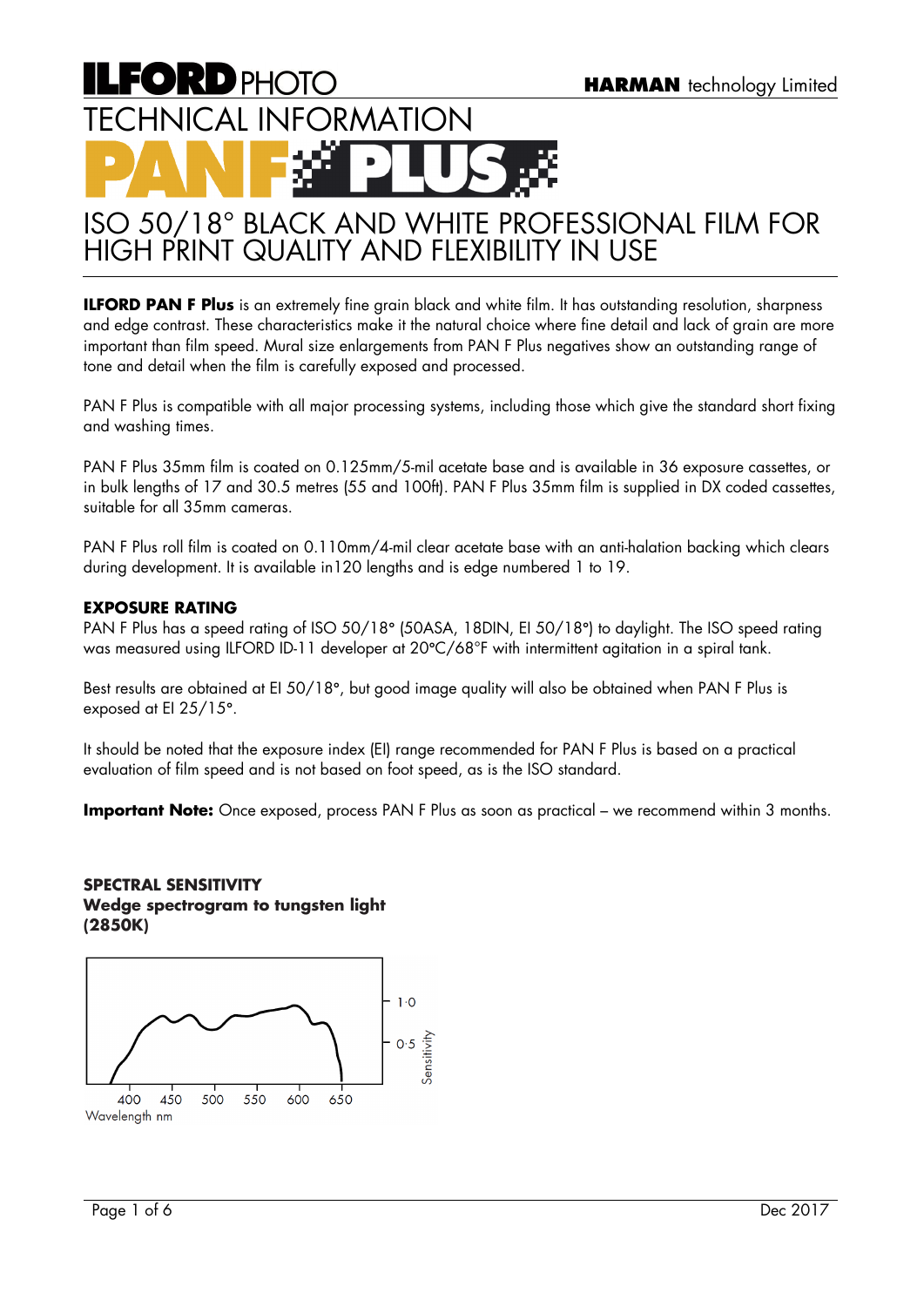# ILFORD PHOTO

HARMAN technology Limited

# TECHNICAL INFORMATION

# PAN F PLUS

## ISO 50/18° BLACK AND WHITE PROFESSIONAL FILM FOR HIGH PRINT QUALITY AND FLEXIBILITY IN USE

**ILFORD PAN F Plus** is an extremely fine grain black and white film. It has outstanding resolution, sharpness and edge contrast. These characteristics make it the natural choice where fine detail and lack of grain are more important than film speed. Mural size enlargements from PAN F Plus negatives show an outstanding range of tone and detail when the film is carefully exposed and processed.

PAN F Plus is compatible with all major processing systems, including those which give the standard short fixing and washing times.

PAN F Plus 35mm film is coated on 0.125mm/5-mil acetate base and is available in 36 exposure cassettes, or in bulk lengths of 17 and 30.5 metres (55 and 100ft). PAN F Plus 35mm film is supplied in DX coded cassettes, suitable for all 35mm cameras.

PAN F Plus roll film is coated on 0.110mm/4-mil clear acetate base with an anti-halation backing which clears during development. It is available in120 lengths and is edge numbered 1 to 19.

### EXPOSURE RATING

PAN F Plus has a speed rating of ISO 50/18° (50ASA, 18DIN, EI 50/18°) to daylight. The ISO speed rating was measured using ILFORD ID-11 developer at 20°C/68°F with intermittent agitation in a spiral tank.

Best results are obtained at EI 50/18°, but good image quality will also be obtained when PAN F Plus is exposed at EI 25/15°.

It should be noted that the exposure index (EI) range recommended for PAN F Plus is based on a practical evaluation of film speed and is not based on foot speed, as is the ISO standard.

**Important Note:** Once exposed, process PAN F Plus as soon as practical – we recommend within 3 months.

### SPECTRAL SENSITIVITY

**Wedge spectrogram to tungsten light (2850K)**

Sensitivity: 0.5, 1.0

Wavelength nm: 400, 450, 500, 550, 600, 650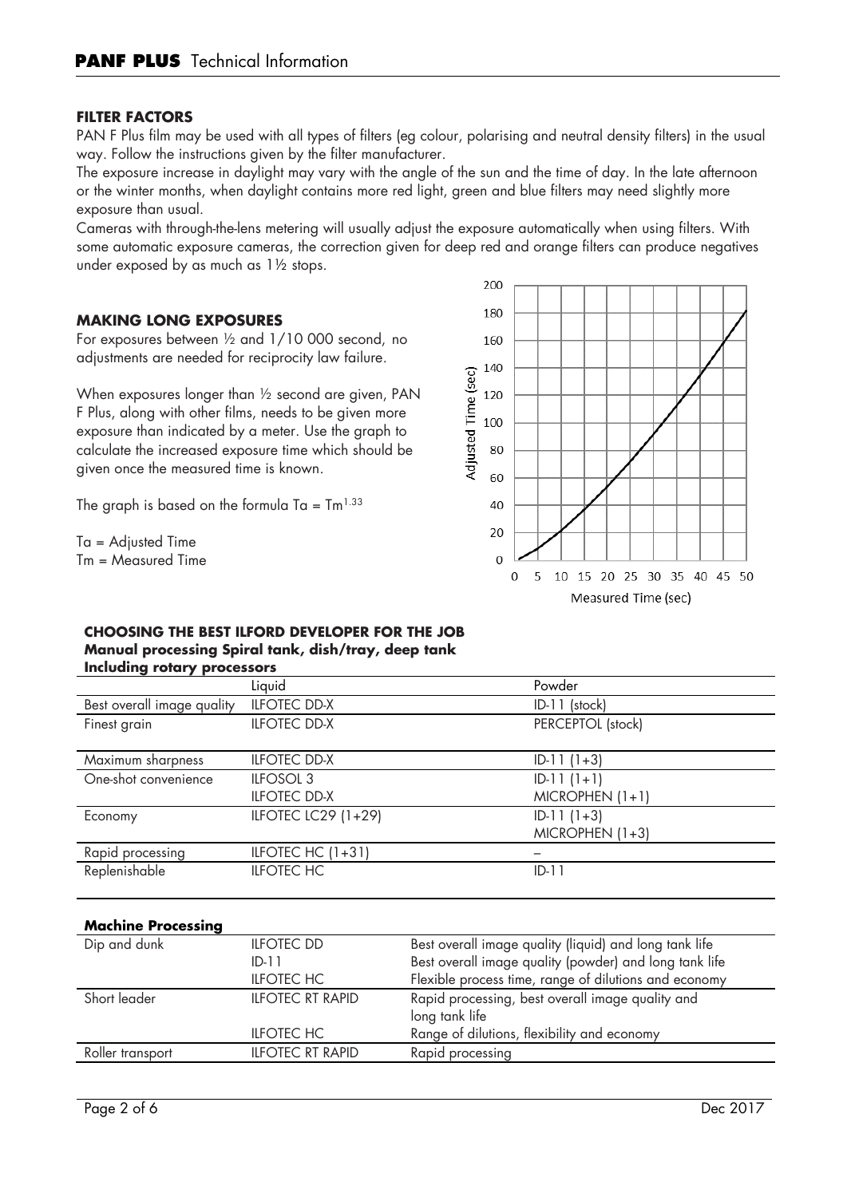## FILTER FACTORS

PAN F Plus film may be used with all types of filters (eg colour, polarising and neutral density filters) in the usual way. Follow the instructions given by the filter manufacturer.

The exposure increase in daylight may vary with the angle of the sun and the time of day. In the late afternoon or the winter months, when daylight contains more red light, green and blue filters may need slightly more exposure than usual.

Cameras with through-the-lens metering will usually adjust the exposure automatically when using filters. With some automatic exposure cameras, the correction given for deep red and orange filters can produce negatives under exposed by as much as 1½ stops.

## MAKING LONG EXPOSURES

For exposures between ½ and 1/10 000 second, no adjustments are needed for reciprocity law failure.

When exposures longer than ½ second are given, PAN F Plus, along with other films, needs to be given more exposure than indicated by a meter. Use the graph to calculate the increased exposure time which should be given once the measured time is known.

The graph is based on the formula $Ta = Tm^{1.33}$

Ta = Adjusted Time
Tm = Measured Time

## CHOOSING THE BEST ILFORD DEVELOPER FOR THE JOB

**Manual processing Spiral tank, dish/tray, deep tank**
**Including rotary processors**

| | Liquid | Powder |
|---|---|---|
| Best overall image quality | ILFOTEC DD-X | ID-11 (stock) |
| Finest grain | ILFOTEC DD-X | PERCEPTOL (stock) |
| Maximum sharpness | ILFOTEC DD-X | ID-11 (1+3) |
| One-shot convenience | ILFOSOL 3<br>ILFOTEC DD-X | ID-11 (1+1)<br>MICROPHEN (1+1) |
| Economy | ILFOTEC LC29 (1+29) | ID-11 (1+3)<br>MICROPHEN (1+3) |
| Rapid processing | ILFOTEC HC (1+31) | – |
| Replenishable | ILFOTEC HC | ID-11 |

**Machine Processing**

| | | |
|---|---|---|
| Dip and dunk | ILFOTEC DD | Best overall image quality (liquid) and long tank life |
| | ID-11 | Best overall image quality (powder) and long tank life |
| | ILFOTEC HC | Flexible process time, range of dilutions and economy |
| Short leader | ILFOTEC RT RAPID | Rapid processing, best overall image quality and long tank life |
| | ILFOTEC HC | Range of dilutions, flexibility and economy |
| Roller transport | ILFOTEC RT RAPID | Rapid processing |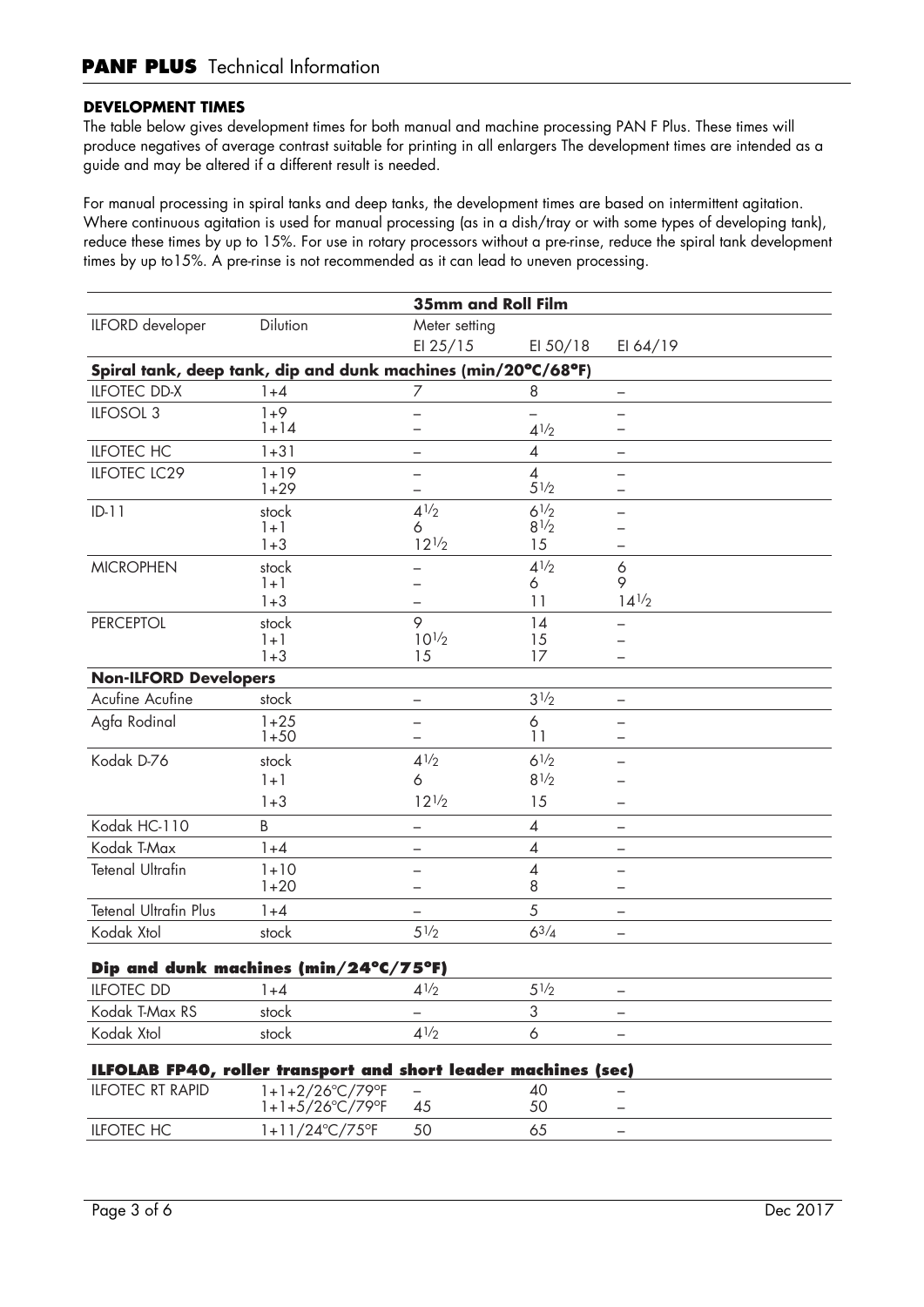### DEVELOPMENT TIMES

The table below gives development times for both manual and machine processing PAN F Plus. These times will produce negatives of average contrast suitable for printing in all enlargers The development times are intended as a guide and may be altered if a different result is needed.

For manual processing in spiral tanks and deep tanks, the development times are based on intermittent agitation. Where continuous agitation is used for manual processing (as in a dish/tray or with some types of developing tank), reduce these times by up to 15%. For use in rotary processors without a pre-rinse, reduce the spiral tank development times by up to15%. A pre-rinse is not recommended as it can lead to uneven processing.

| | | **35mm and Roll Film** | | |
|---|---|---|---|---|
| ILFORD developer | Dilution | Meter setting | | |
| | | EI 25/15 | EI 50/18 | EI 64/19 |
| **Spiral tank, deep tank, dip and dunk machines (min/20°C/68°F)** | | | | |
| ILFOTEC DD-X | 1+4 | 7 | 8 | – |
| ILFOSOL 3 | 1+9 | – | – | – |
| | 1+14 | – | 4½ | – |
| ILFOTEC HC | 1+31 | – | 4 | – |
| ILFOTEC LC29 | 1+19 | – | 4 | – |
| | 1+29 | – | 5½ | – |
| ID-11 | stock | 4½ | 6½ | – |
| | 1+1 | 6 | 8½ | – |
| | 1+3 | 12½ | 15 | – |
| MICROPHEN | stock | – | 4½ | 6 |
| | 1+1 | – | 6 | 9 |
| | 1+3 | – | 11 | 14½ |
| PERCEPTOL | stock | 9 | 14 | – |
| | 1+1 | 10½ | 15 | – |
| | 1+3 | 15 | 17 | – |
| **Non-ILFORD Developers** | | | | |
| Acufine Acufine | stock | – | 3½ | – |
| Agfa Rodinal | 1+25 | – | 6 | – |
| | 1+50 | – | 11 | – |
| Kodak D-76 | stock | 4½ | 6½ | – |
| | 1+1 | 6 | 8½ | – |
| | 1+3 | 12½ | 15 | – |
| Kodak HC-110 | B | – | 4 | – |
| Kodak T-Max | 1+4 | – | 4 | – |
| Tetenal Ultrafin | 1+10 | – | 4 | – |
| | 1+20 | – | 8 | – |
| Tetenal Ultrafin Plus | 1+4 | – | 5 | – |
| Kodak Xtol | stock | 5½ | 6¾ | – |
| **Dip and dunk machines (min/24°C/75°F)** | | | | |
| ILFOTEC DD | 1+4 | 4½ | 5½ | – |
| Kodak T-Max RS | stock | – | 3 | – |
| Kodak Xtol | stock | 4½ | 6 | – |
| **ILFOLAB FP40, roller transport and short leader machines (sec)** | | | | |
| ILFOTEC RT RAPID | 1+1+2/26°C/79°F | – | 40 | – |
| | 1+1+5/26°C/79°F | 45 | 50 | – |
| ILFOTEC HC | 1+11/24°C/75°F | 50 | 65 | – |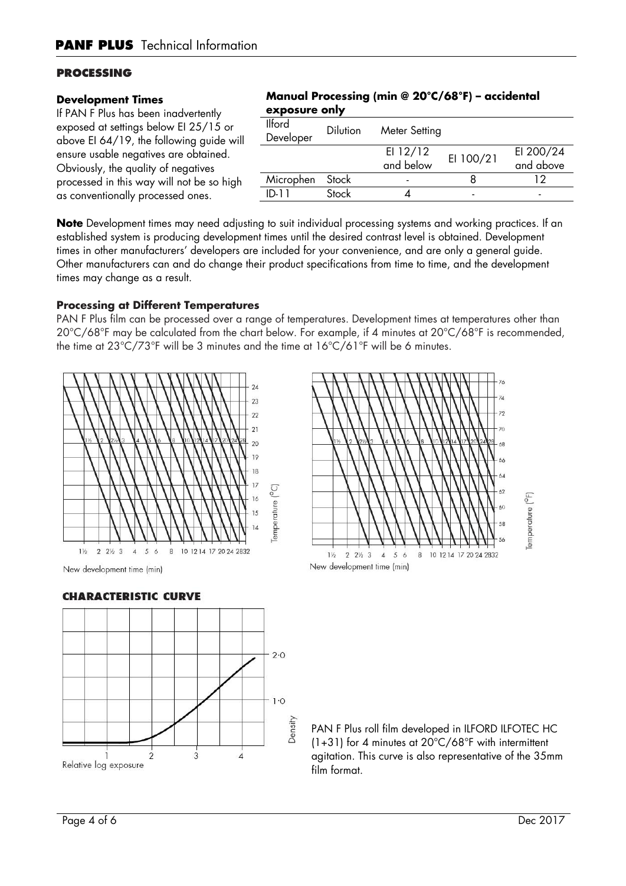## PROCESSING

### Development Times

If PAN F Plus has been inadvertently exposed at settings below EI 25/15 or above EI 64/19, the following guide will ensure usable negatives are obtained. Obviously, the quality of negatives processed in this way will not be so high as conventionally processed ones.

**Manual Processing (min @ 20°C/68°F) – accidental exposure only**

| Ilford Developer | Dilution | Meter Setting | | |
|---|---|---|---|---|
| | | EI 12/12 and below | EI 100/21 | EI 200/24 and above |
| Microphen | Stock | - | 8 | 12 |
| ID-11 | Stock | 4 | - | - |

**Note** Development times may need adjusting to suit individual processing systems and working practices. If an established system is producing development times until the desired contrast level is obtained. Development times in other manufacturers' developers are included for your convenience, and are only a general guide. Other manufacturers can and do change their product specifications from time to time, and the development times may change as a result.

### Processing at Different Temperatures

PAN F Plus film can be processed over a range of temperatures. Development times at temperatures other than 20°C/68°F may be calculated from the chart below. For example, if 4 minutes at 20°C/68°F is recommended, the time at 23°C/73°F will be 3 minutes and the time at 16°C/61°F will be 6 minutes.

New development time (min)

New development time (min)

## CHARACTERISTIC CURVE

PAN F Plus roll film developed in ILFORD ILFOTEC HC (1+31) for 4 minutes at 20°C/68°F with intermittent agitation. This curve is also representative of the 35mm film format.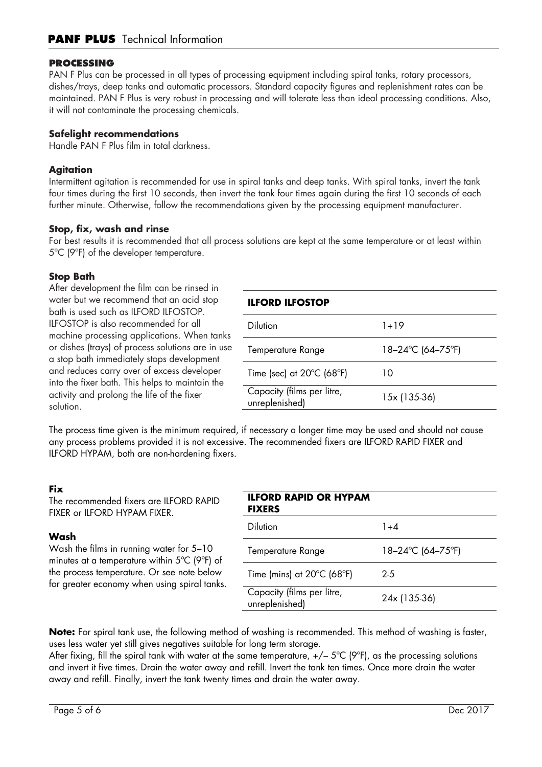## PROCESSING

PAN F Plus can be processed in all types of processing equipment including spiral tanks, rotary processors, dishes/trays, deep tanks and automatic processors. Standard capacity figures and replenishment rates can be maintained. PAN F Plus is very robust in processing and will tolerate less than ideal processing conditions. Also, it will not contaminate the processing chemicals.

### Safelight recommendations

Handle PAN F Plus film in total darkness.

### Agitation

Intermittent agitation is recommended for use in spiral tanks and deep tanks. With spiral tanks, invert the tank four times during the first 10 seconds, then invert the tank four times again during the first 10 seconds of each further minute. Otherwise, follow the recommendations given by the processing equipment manufacturer.

### Stop, fix, wash and rinse

For best results it is recommended that all process solutions are kept at the same temperature or at least within 5°C (9°F) of the developer temperature.

### Stop Bath

After development the film can be rinsed in water but we recommend that an acid stop bath is used such as ILFORD ILFOSTOP. ILFOSTOP is also recommended for all machine processing applications. When tanks or dishes (trays) of process solutions are in use a stop bath immediately stops development and reduces carry over of excess developer into the fixer bath. This helps to maintain the activity and prolong the life of the fixer solution.

| ILFORD ILFOSTOP | |
|---|---|
| Dilution | 1+19 |
| Temperature Range | 18–24°C (64–75°F) |
| Time (sec) at 20°C (68°F) | 10 |
| Capacity (films per litre, unreplenished) | 15x (135-36) |

The process time given is the minimum required, if necessary a longer time may be used and should not cause any process problems provided it is not excessive. The recommended fixers are ILFORD RAPID FIXER and ILFORD HYPAM, both are non-hardening fixers.

### Fix

The recommended fixers are ILFORD RAPID FIXER or ILFORD HYPAM FIXER.

### Wash

Wash the films in running water for 5–10 minutes at a temperature within 5°C (9°F) of the process temperature. Or see note below for greater economy when using spiral tanks.

| ILFORD RAPID OR HYPAM FIXERS | |
|---|---|
| Dilution | 1+4 |
| Temperature Range | 18–24°C (64–75°F) |
| Time (mins) at 20°C (68°F) | 2-5 |
| Capacity (films per litre, unreplenished) | 24x (135-36) |

**Note:** For spiral tank use, the following method of washing is recommended. This method of washing is faster, uses less water yet still gives negatives suitable for long term storage.
After fixing, fill the spiral tank with water at the same temperature, +/– 5°C (9°F), as the processing solutions and invert it five times. Drain the water away and refill. Invert the tank ten times. Once more drain the water away and refill. Finally, invert the tank twenty times and drain the water away.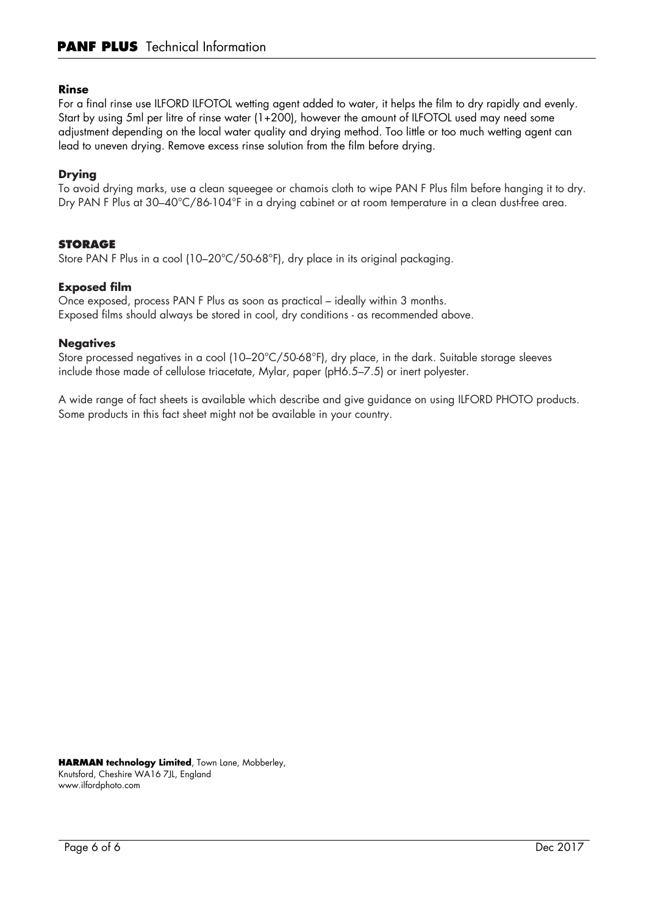### Rinse

For a final rinse use ILFORD ILFOTOL wetting agent added to water, it helps the film to dry rapidly and evenly. Start by using 5ml per litre of rinse water (1+200), however the amount of ILFOTOL used may need some adjustment depending on the local water quality and drying method. Too little or too much wetting agent can lead to uneven drying. Remove excess rinse solution from the film before drying.

### Drying

To avoid drying marks, use a clean squeegee or chamois cloth to wipe PAN F Plus film before hanging it to dry. Dry PAN F Plus at 30–40°C/86-104°F in a drying cabinet or at room temperature in a clean dust-free area.

## STORAGE

Store PAN F Plus in a cool (10–20°C/50-68°F), dry place in its original packaging.

### Exposed film

Once exposed, process PAN F Plus as soon as practical – ideally within 3 months.
Exposed films should always be stored in cool, dry conditions - as recommended above.

### Negatives

Store processed negatives in a cool (10–20°C/50-68°F), dry place, in the dark. Suitable storage sleeves include those made of cellulose triacetate, Mylar, paper (pH6.5–7.5) or inert polyester.

A wide range of fact sheets is available which describe and give guidance on using ILFORD PHOTO products. Some products in this fact sheet might not be available in your country.

**HARMAN technology Limited**, Town Lane, Mobberley,
Knutsford, Cheshire WA16 7JL, England
www.ilfordphoto.com